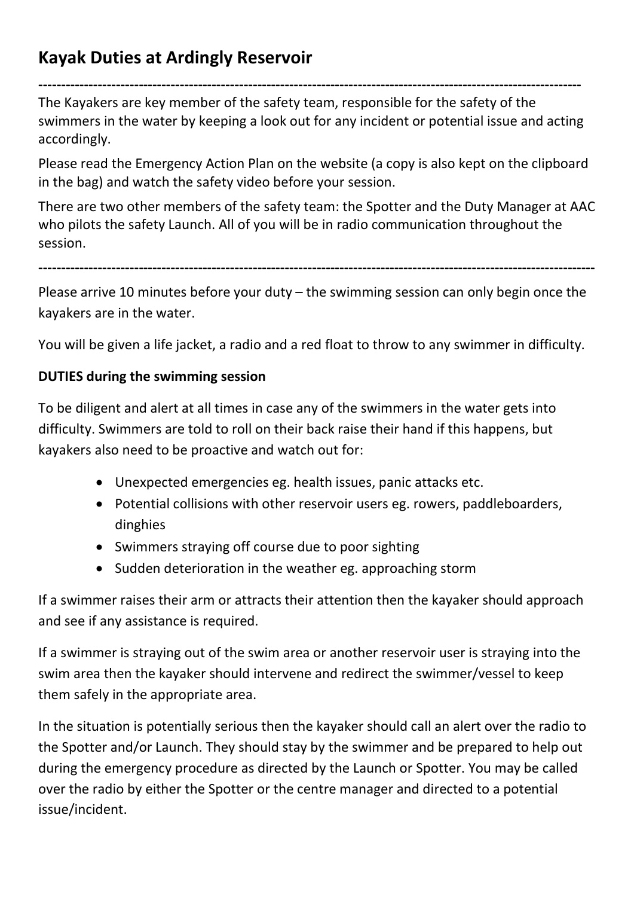# Kayak Duties at Ardingly Reservoir

---

The Kayakers are key member of the safety team, responsible for the safety of the swimmers in the water by keeping a look out for any incident or potential issue and acting accordingly.

Please read the Emergency Action Plan on the website (a copy is also kept on the clipboard in the bag) and watch the safety video before your session.

There are two other members of the safety team: the Spotter and the Duty Manager at AAC who pilots the safety Launch. All of you will be in radio communication throughout the session.

---

Please arrive 10 minutes before your duty – the swimming session can only begin once the kayakers are in the water.

You will be given a life jacket, a radio and a red float to throw to any swimmer in difficulty.

**DUTIES during the swimming session**

To be diligent and alert at all times in case any of the swimmers in the water gets into difficulty. Swimmers are told to roll on their back raise their hand if this happens, but kayakers also need to be proactive and watch out for:

- Unexpected emergencies eg. health issues, panic attacks etc.
- Potential collisions with other reservoir users eg. rowers, paddleboarders, dinghies
- Swimmers straying off course due to poor sighting
- Sudden deterioration in the weather eg. approaching storm

If a swimmer raises their arm or attracts their attention then the kayaker should approach and see if any assistance is required.

If a swimmer is straying out of the swim area or another reservoir user is straying into the swim area then the kayaker should intervene and redirect the swimmer/vessel to keep them safely in the appropriate area.

In the situation is potentially serious then the kayaker should call an alert over the radio to the Spotter and/or Launch. They should stay by the swimmer and be prepared to help out during the emergency procedure as directed by the Launch or Spotter. You may be called over the radio by either the Spotter or the centre manager and directed to a potential issue/incident.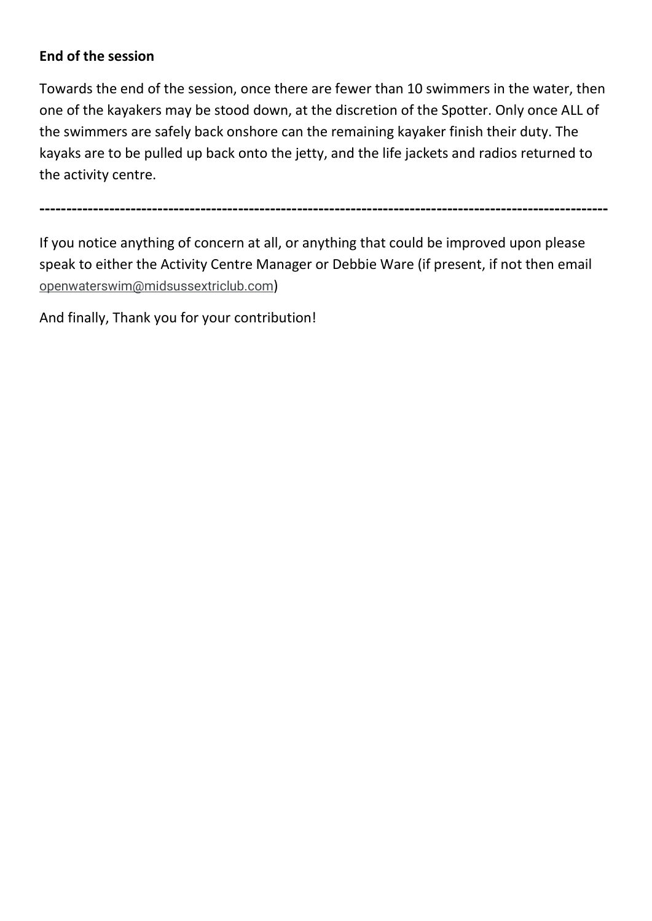**End of the session**

Towards the end of the session, once there are fewer than 10 swimmers in the water, then one of the kayakers may be stood down, at the discretion of the Spotter. Only once ALL of the swimmers are safely back onshore can the remaining kayaker finish their duty. The kayaks are to be pulled up back onto the jetty, and the life jackets and radios returned to the activity centre.

---

If you notice anything of concern at all, or anything that could be improved upon please speak to either the Activity Centre Manager or Debbie Ware (if present, if not then email openwaterswim@midsussextriclub.com)

And finally, Thank you for your contribution!